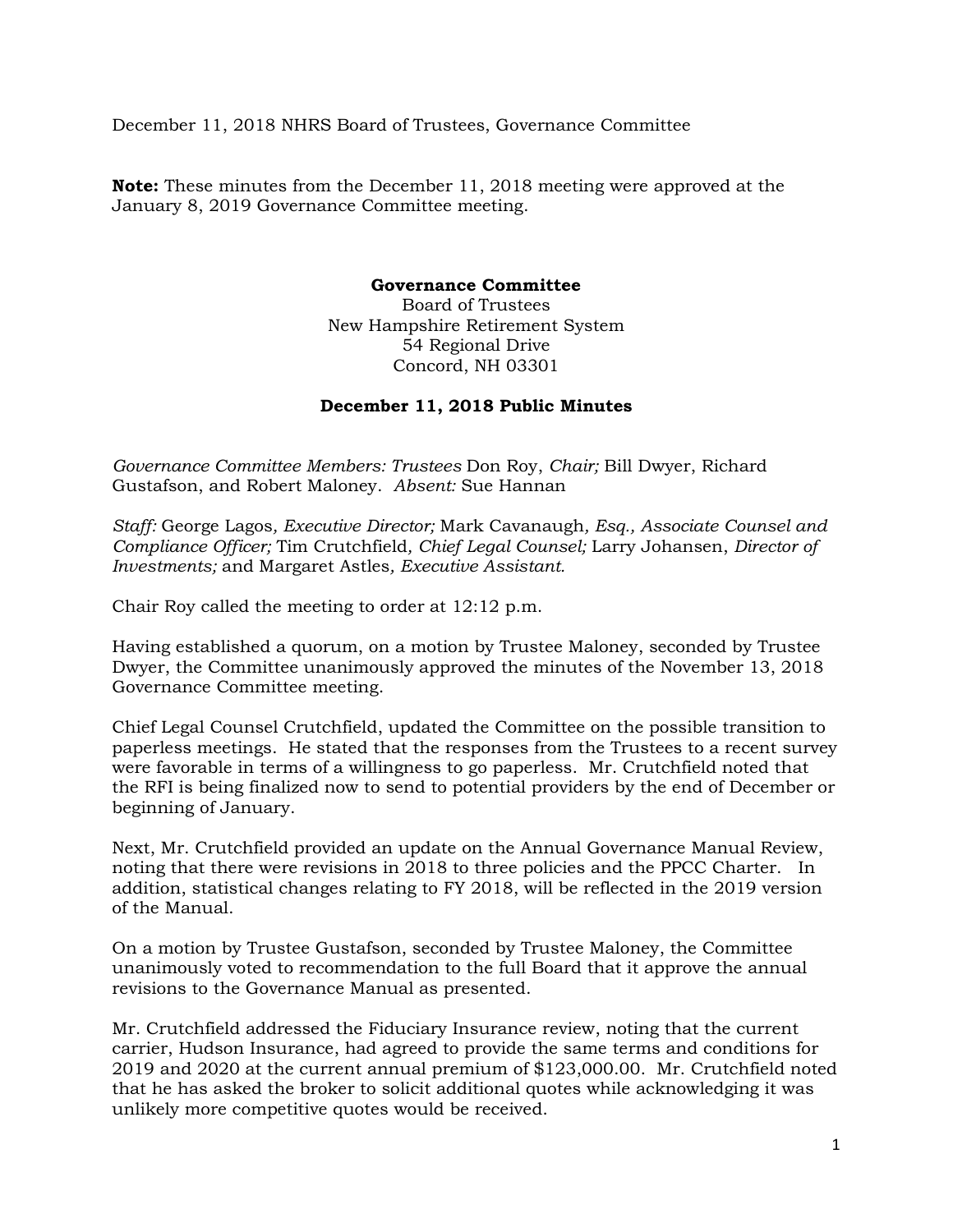December 11, 2018 NHRS Board of Trustees, Governance Committee

**Note:** These minutes from the December 11, 2018 meeting were approved at the January 8, 2019 Governance Committee meeting.

**Governance Committee**
Board of Trustees
New Hampshire Retirement System
54 Regional Drive
Concord, NH 03301

**December 11, 2018 Public Minutes**

*Governance Committee Members: Trustees* Don Roy, *Chair;* Bill Dwyer, Richard Gustafson, and Robert Maloney. *Absent:* Sue Hannan

*Staff:* George Lagos*, Executive Director;* Mark Cavanaugh*, Esq., Associate Counsel and Compliance Officer;* Tim Crutchfield*, Chief Legal Counsel;* Larry Johansen, *Director of Investments;* and Margaret Astles*, Executive Assistant.*

Chair Roy called the meeting to order at 12:12 p.m.

Having established a quorum, on a motion by Trustee Maloney, seconded by Trustee Dwyer, the Committee unanimously approved the minutes of the November 13, 2018 Governance Committee meeting.

Chief Legal Counsel Crutchfield, updated the Committee on the possible transition to paperless meetings. He stated that the responses from the Trustees to a recent survey were favorable in terms of a willingness to go paperless. Mr. Crutchfield noted that the RFI is being finalized now to send to potential providers by the end of December or beginning of January.

Next, Mr. Crutchfield provided an update on the Annual Governance Manual Review, noting that there were revisions in 2018 to three policies and the PPCC Charter. In addition, statistical changes relating to FY 2018, will be reflected in the 2019 version of the Manual.

On a motion by Trustee Gustafson, seconded by Trustee Maloney, the Committee unanimously voted to recommendation to the full Board that it approve the annual revisions to the Governance Manual as presented.

Mr. Crutchfield addressed the Fiduciary Insurance review, noting that the current carrier, Hudson Insurance, had agreed to provide the same terms and conditions for 2019 and 2020 at the current annual premium of $123,000.00. Mr. Crutchfield noted that he has asked the broker to solicit additional quotes while acknowledging it was unlikely more competitive quotes would be received.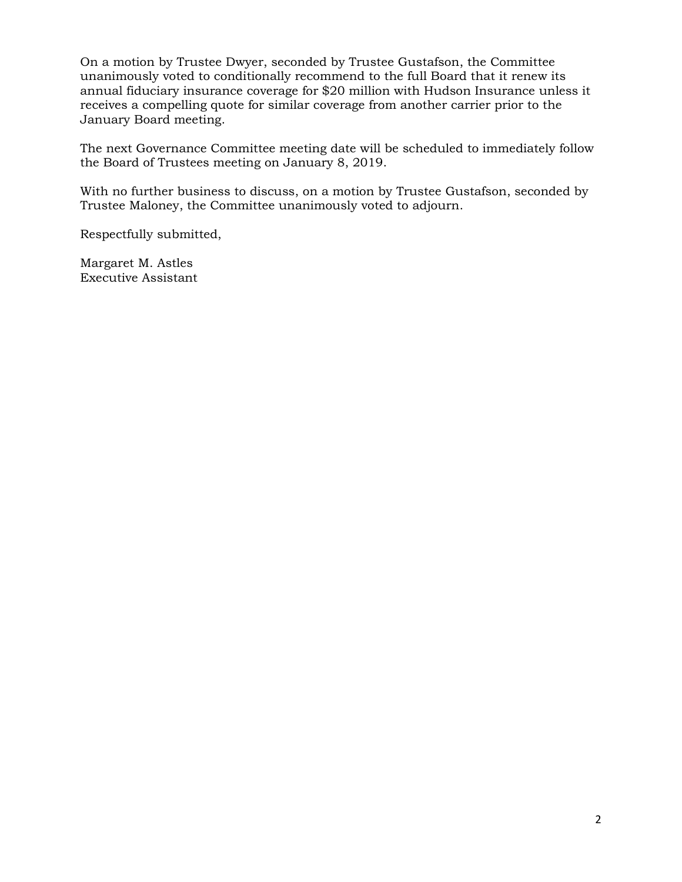On a motion by Trustee Dwyer, seconded by Trustee Gustafson, the Committee unanimously voted to conditionally recommend to the full Board that it renew its annual fiduciary insurance coverage for $20 million with Hudson Insurance unless it receives a compelling quote for similar coverage from another carrier prior to the January Board meeting.

The next Governance Committee meeting date will be scheduled to immediately follow the Board of Trustees meeting on January 8, 2019.

With no further business to discuss, on a motion by Trustee Gustafson, seconded by Trustee Maloney, the Committee unanimously voted to adjourn.

Respectfully submitted,

Margaret M. Astles
Executive Assistant